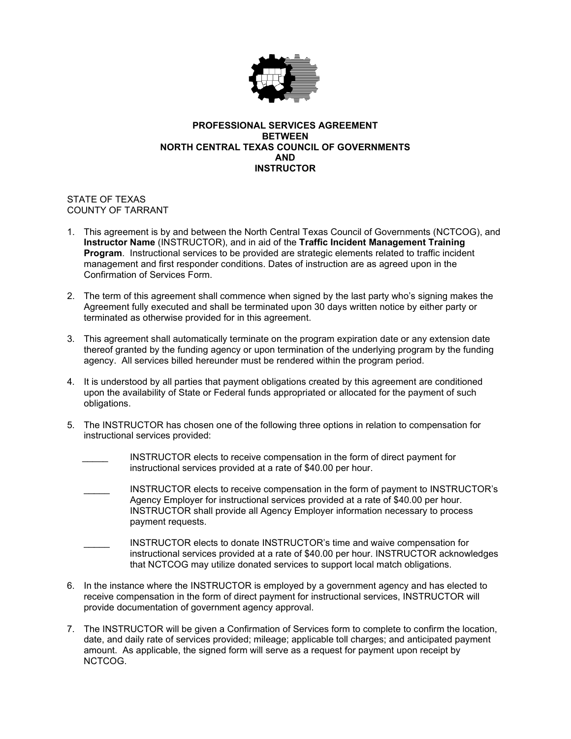# PROFESSIONAL SERVICES AGREEMENT
# BETWEEN
# NORTH CENTRAL TEXAS COUNCIL OF GOVERNMENTS
# AND
# INSTRUCTOR

STATE OF TEXAS
COUNTY OF TARRANT

1. This agreement is by and between the North Central Texas Council of Governments (NCTCOG), and **Instructor Name** (INSTRUCTOR), and in aid of the **Traffic Incident Management Training Program**. Instructional services to be provided are strategic elements related to traffic incident management and first responder conditions. Dates of instruction are as agreed upon in the Confirmation of Services Form.

2. The term of this agreement shall commence when signed by the last party who's signing makes the Agreement fully executed and shall be terminated upon 30 days written notice by either party or terminated as otherwise provided for in this agreement.

3. This agreement shall automatically terminate on the program expiration date or any extension date thereof granted by the funding agency or upon termination of the underlying program by the funding agency. All services billed hereunder must be rendered within the program period.

4. It is understood by all parties that payment obligations created by this agreement are conditioned upon the availability of State or Federal funds appropriated or allocated for the payment of such obligations.

5. The INSTRUCTOR has chosen one of the following three options in relation to compensation for instructional services provided:

   _____ INSTRUCTOR elects to receive compensation in the form of direct payment for instructional services provided at a rate of $40.00 per hour.

   _____ INSTRUCTOR elects to receive compensation in the form of payment to INSTRUCTOR's Agency Employer for instructional services provided at a rate of $40.00 per hour. INSTRUCTOR shall provide all Agency Employer information necessary to process payment requests.

   _____ INSTRUCTOR elects to donate INSTRUCTOR's time and waive compensation for instructional services provided at a rate of $40.00 per hour. INSTRUCTOR acknowledges that NCTCOG may utilize donated services to support local match obligations.

6. In the instance where the INSTRUCTOR is employed by a government agency and has elected to receive compensation in the form of direct payment for instructional services, INSTRUCTOR will provide documentation of government agency approval.

7. The INSTRUCTOR will be given a Confirmation of Services form to complete to confirm the location, date, and daily rate of services provided; mileage; applicable toll charges; and anticipated payment amount. As applicable, the signed form will serve as a request for payment upon receipt by NCTCOG.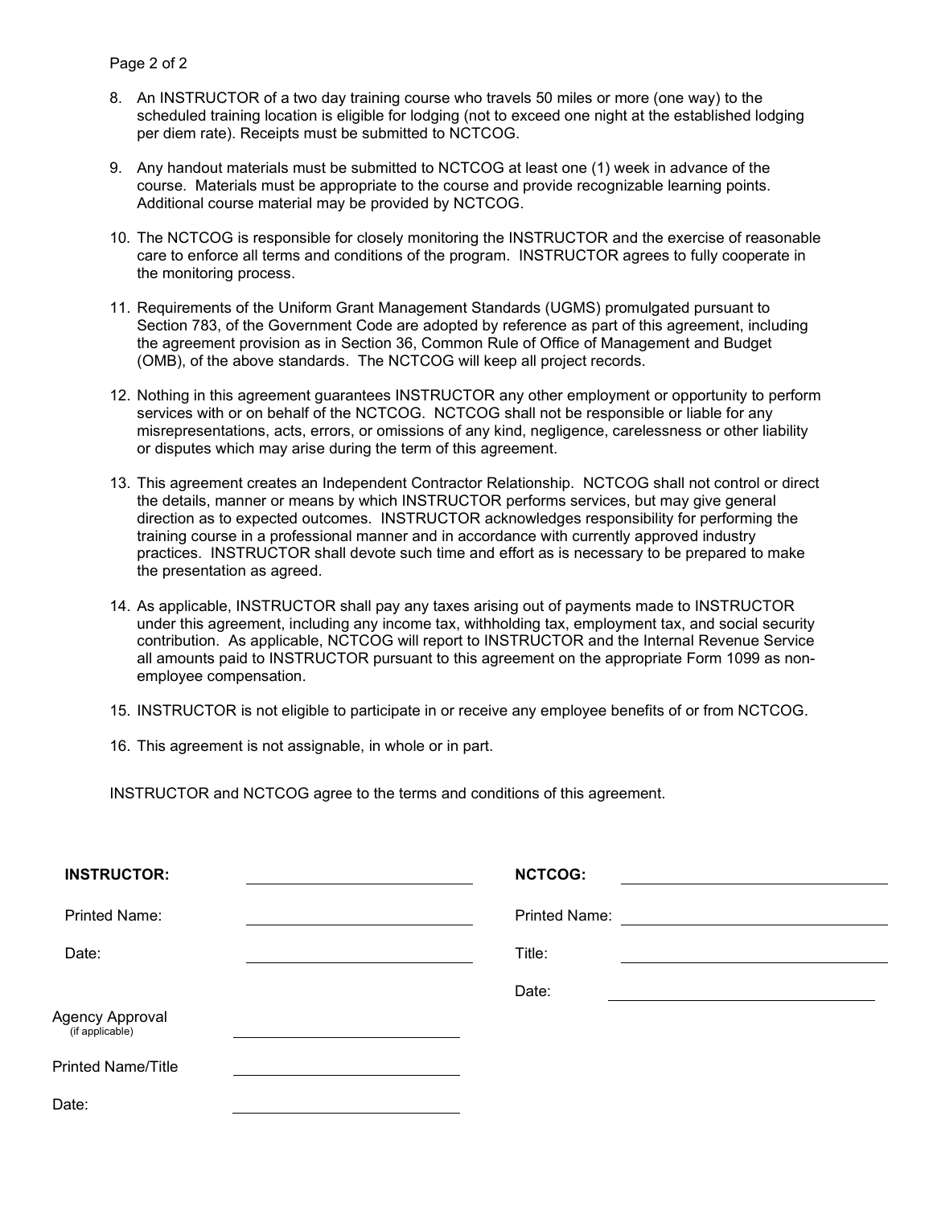8. An INSTRUCTOR of a two day training course who travels 50 miles or more (one way) to the scheduled training location is eligible for lodging (not to exceed one night at the established lodging per diem rate). Receipts must be submitted to NCTCOG.

9. Any handout materials must be submitted to NCTCOG at least one (1) week in advance of the course. Materials must be appropriate to the course and provide recognizable learning points. Additional course material may be provided by NCTCOG.

10. The NCTCOG is responsible for closely monitoring the INSTRUCTOR and the exercise of reasonable care to enforce all terms and conditions of the program. INSTRUCTOR agrees to fully cooperate in the monitoring process.

11. Requirements of the Uniform Grant Management Standards (UGMS) promulgated pursuant to Section 783, of the Government Code are adopted by reference as part of this agreement, including the agreement provision as in Section 36, Common Rule of Office of Management and Budget (OMB), of the above standards. The NCTCOG will keep all project records.

12. Nothing in this agreement guarantees INSTRUCTOR any other employment or opportunity to perform services with or on behalf of the NCTCOG. NCTCOG shall not be responsible or liable for any misrepresentations, acts, errors, or omissions of any kind, negligence, carelessness or other liability or disputes which may arise during the term of this agreement.

13. This agreement creates an Independent Contractor Relationship. NCTCOG shall not control or direct the details, manner or means by which INSTRUCTOR performs services, but may give general direction as to expected outcomes. INSTRUCTOR acknowledges responsibility for performing the training course in a professional manner and in accordance with currently approved industry practices. INSTRUCTOR shall devote such time and effort as is necessary to be prepared to make the presentation as agreed.

14. As applicable, INSTRUCTOR shall pay any taxes arising out of payments made to INSTRUCTOR under this agreement, including any income tax, withholding tax, employment tax, and social security contribution. As applicable, NCTCOG will report to INSTRUCTOR and the Internal Revenue Service all amounts paid to INSTRUCTOR pursuant to this agreement on the appropriate Form 1099 as non-employee compensation.

15. INSTRUCTOR is not eligible to participate in or receive any employee benefits of or from NCTCOG.

16. This agreement is not assignable, in whole or in part.

INSTRUCTOR and NCTCOG agree to the terms and conditions of this agreement.

**INSTRUCTOR:** ______________________

Printed Name: ______________________

Date: ______________________

**NCTCOG:** ______________________

Printed Name: ______________________

Title: ______________________

Date: ______________________

Agency Approval (if applicable) ______________________

Printed Name/Title ______________________

Date: ______________________